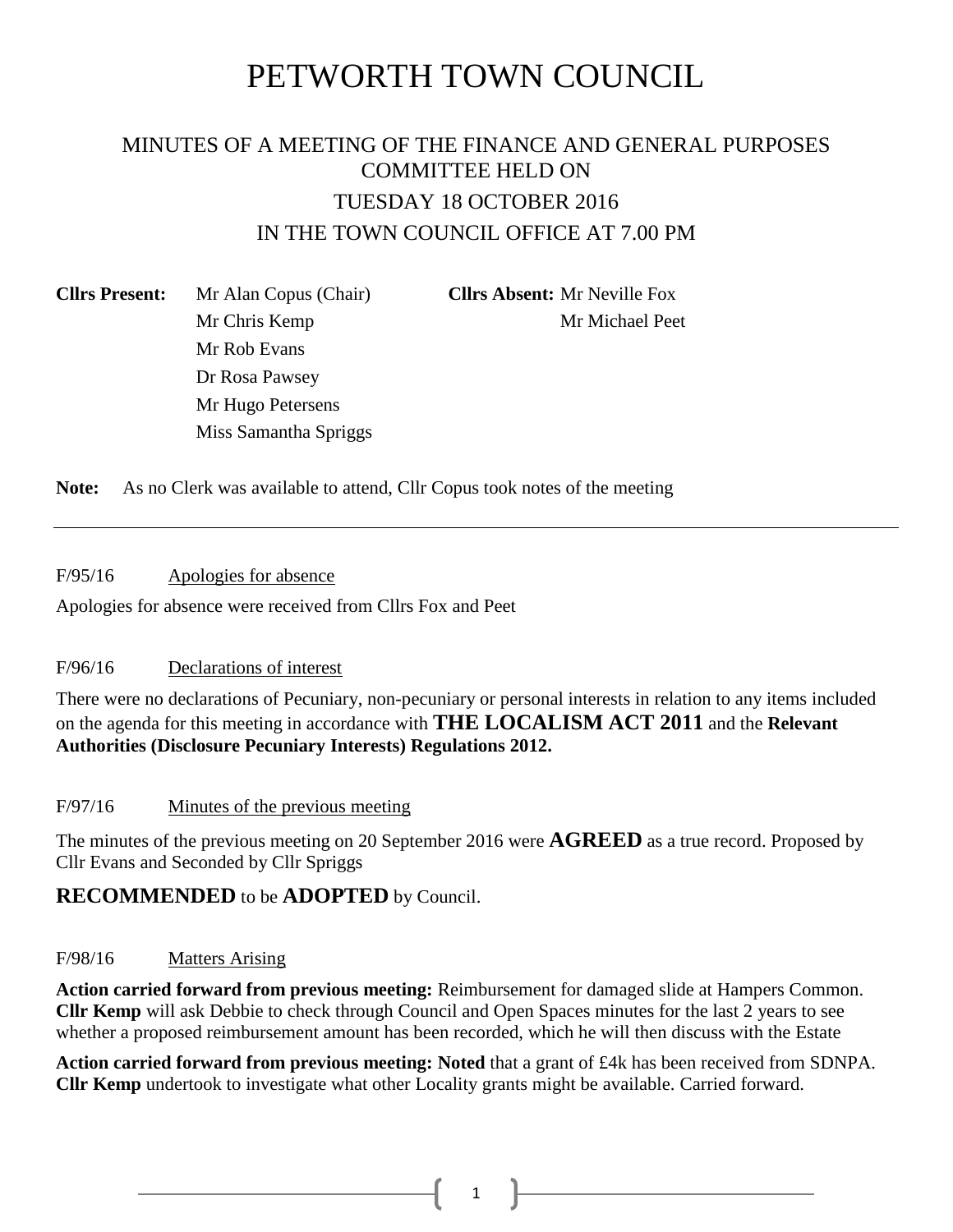# PETWORTH TOWN COUNCIL

## MINUTES OF A MEETING OF THE FINANCE AND GENERAL PURPOSES COMMITTEE HELD ON

## TUESDAY 18 OCTOBER 2016

## IN THE TOWN COUNCIL OFFICE AT 7.00 PM

| **Cllrs Present:** | | **Cllrs Absent:** | |
|---|---|---|---|
| | Mr Alan Copus (Chair) | | Mr Neville Fox |
| | Mr Chris Kemp | | Mr Michael Peet |
| | Mr Rob Evans | | |
| | Dr Rosa Pawsey | | |
| | Mr Hugo Petersens | | |
| | Miss Samantha Spriggs | | |

**Note:** As no Clerk was available to attend, Cllr Copus took notes of the meeting

---

F/95/16 Apologies for absence

Apologies for absence were received from Cllrs Fox and Peet

F/96/16 Declarations of interest

There were no declarations of Pecuniary, non-pecuniary or personal interests in relation to any items included on the agenda for this meeting in accordance with **THE LOCALISM ACT 2011** and the **Relevant Authorities (Disclosure Pecuniary Interests) Regulations 2012.**

F/97/16 Minutes of the previous meeting

The minutes of the previous meeting on 20 September 2016 were **AGREED** as a true record. Proposed by Cllr Evans and Seconded by Cllr Spriggs

**RECOMMENDED** to be **ADOPTED** by Council.

F/98/16 Matters Arising

**Action carried forward from previous meeting:** Reimbursement for damaged slide at Hampers Common. **Cllr Kemp** will ask Debbie to check through Council and Open Spaces minutes for the last 2 years to see whether a proposed reimbursement amount has been recorded, which he will then discuss with the Estate

**Action carried forward from previous meeting: Noted** that a grant of £4k has been received from SDNPA. **Cllr Kemp** undertook to investigate what other Locality grants might be available. Carried forward.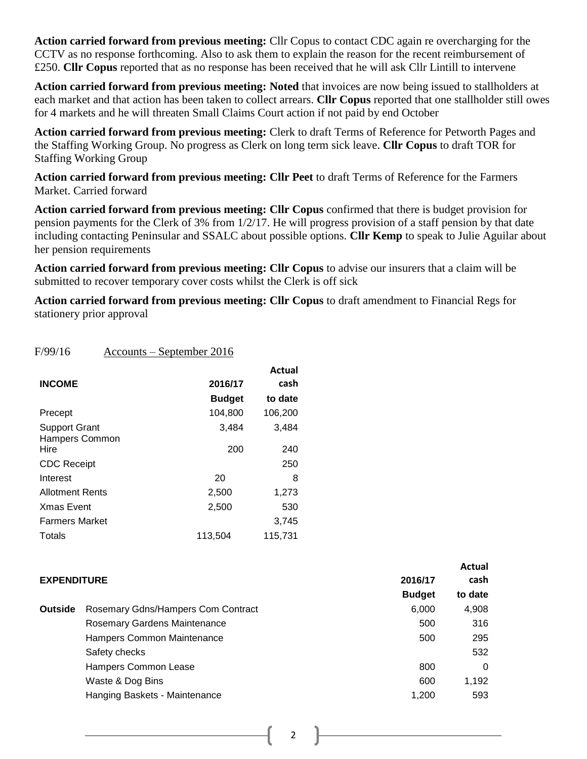**Action carried forward from previous meeting:** Cllr Copus to contact CDC again re overcharging for the CCTV as no response forthcoming. Also to ask them to explain the reason for the recent reimbursement of £250. **Cllr Copus** reported that as no response has been received that he will ask Cllr Lintill to intervene

**Action carried forward from previous meeting: Noted** that invoices are now being issued to stallholders at each market and that action has been taken to collect arrears. **Cllr Copus** reported that one stallholder still owes for 4 markets and he will threaten Small Claims Court action if not paid by end October

**Action carried forward from previous meeting:** Clerk to draft Terms of Reference for Petworth Pages and the Staffing Working Group. No progress as Clerk on long term sick leave. **Cllr Copus** to draft TOR for Staffing Working Group

**Action carried forward from previous meeting: Cllr Peet** to draft Terms of Reference for the Farmers Market. Carried forward

**Action carried forward from previous meeting: Cllr Copus** confirmed that there is budget provision for pension payments for the Clerk of 3% from 1/2/17. He will progress provision of a staff pension by that date including contacting Peninsular and SSALC about possible options. **Cllr Kemp** to speak to Julie Aguilar about her pension requirements

**Action carried forward from previous meeting: Cllr Copus** to advise our insurers that a claim will be submitted to recover temporary cover costs whilst the Clerk is off sick

**Action carried forward from previous meeting: Cllr Copus** to draft amendment to Financial Regs for stationery prior approval

F/99/16 Accounts – September 2016

| **INCOME** | **2016/17 Budget** | **Actual cash to date** |
|---|---|---|
| Precept | 104,800 | 106,200 |
| Support Grant | 3,484 | 3,484 |
| Hampers Common Hire | 200 | 240 |
| CDC Receipt | | 250 |
| Interest | 20 | 8 |
| Allotment Rents | 2,500 | 1,273 |
| Xmas Event | 2,500 | 530 |
| Farmers Market | | 3,745 |
| Totals | 113,504 | 115,731 |

| **EXPENDITURE** | | **2016/17 Budget** | **Actual cash to date** |
|---|---|---|---|
| **Outside** | Rosemary Gdns/Hampers Com Contract | 6,000 | 4,908 |
| | Rosemary Gardens Maintenance | 500 | 316 |
| | Hampers Common Maintenance | 500 | 295 |
| | Safety checks | | 532 |
| | Hampers Common Lease | 800 | 0 |
| | Waste & Dog Bins | 600 | 1,192 |
| | Hanging Baskets - Maintenance | 1,200 | 593 |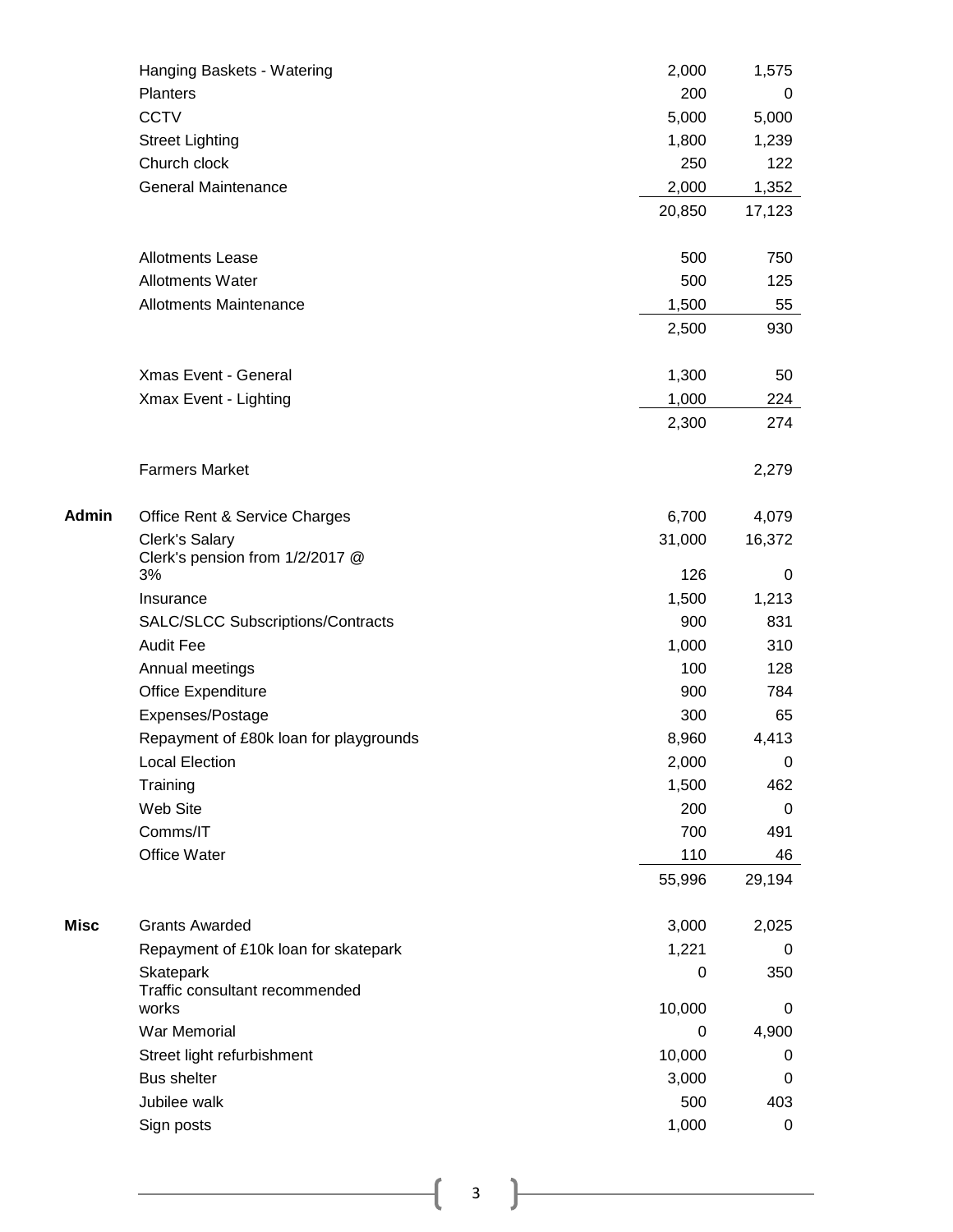| | | | |
|---|---|---|---|
| | Hanging Baskets - Watering | 2,000 | 1,575 |
| | Planters | 200 | 0 |
| | CCTV | 5,000 | 5,000 |
| | Street Lighting | 1,800 | 1,239 |
| | Church clock | 250 | 122 |
| | General Maintenance | 2,000 | 1,352 |
| | | 20,850 | 17,123 |
| | | | |
| | Allotments Lease | 500 | 750 |
| | Allotments Water | 500 | 125 |
| | Allotments Maintenance | 1,500 | 55 |
| | | 2,500 | 930 |
| | | | |
| | Xmas Event - General | 1,300 | 50 |
| | Xmax Event - Lighting | 1,000 | 224 |
| | | 2,300 | 274 |
| | | | |
| | Farmers Market | | 2,279 |
| | | | |
| **Admin** | Office Rent & Service Charges | 6,700 | 4,079 |
| | Clerk's Salary | 31,000 | 16,372 |
| | Clerk's pension from 1/2/2017 @ 3% | 126 | 0 |
| | Insurance | 1,500 | 1,213 |
| | SALC/SLCC Subscriptions/Contracts | 900 | 831 |
| | Audit Fee | 1,000 | 310 |
| | Annual meetings | 100 | 128 |
| | Office Expenditure | 900 | 784 |
| | Expenses/Postage | 300 | 65 |
| | Repayment of £80k loan for playgrounds | 8,960 | 4,413 |
| | Local Election | 2,000 | 0 |
| | Training | 1,500 | 462 |
| | Web Site | 200 | 0 |
| | Comms/IT | 700 | 491 |
| | Office Water | 110 | 46 |
| | | 55,996 | 29,194 |
| | | | |
| **Misc** | Grants Awarded | 3,000 | 2,025 |
| | Repayment of £10k loan for skatepark | 1,221 | 0 |
| | Skatepark | 0 | 350 |
| | Traffic consultant recommended works | 10,000 | 0 |
| | War Memorial | 0 | 4,900 |
| | Street light refurbishment | 10,000 | 0 |
| | Bus shelter | 3,000 | 0 |
| | Jubilee walk | 500 | 403 |
| | Sign posts | 1,000 | 0 |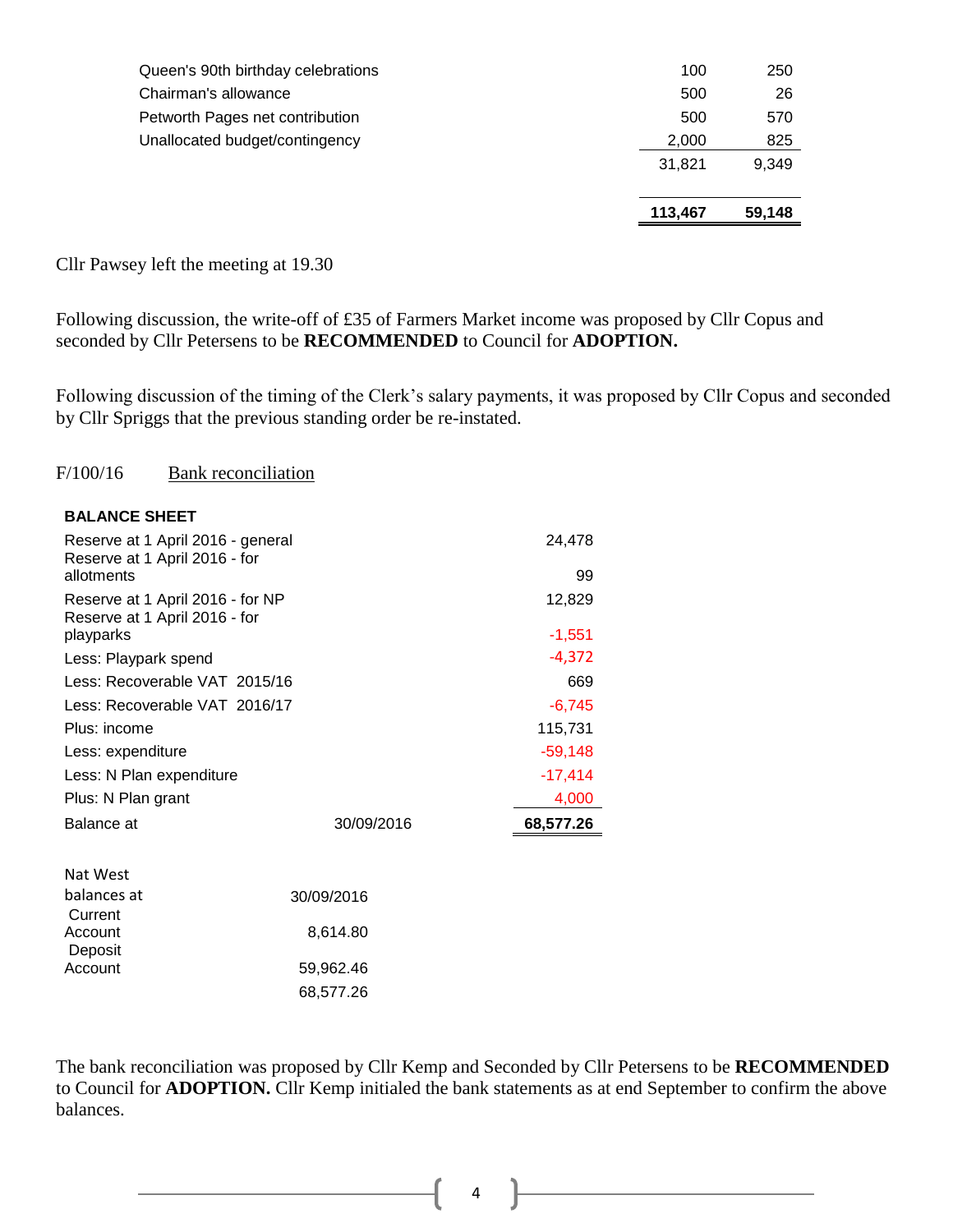| | | |
|---|---|---|
| Queen's 90th birthday celebrations | 100 | 250 |
| Chairman's allowance | 500 | 26 |
| Petworth Pages net contribution | 500 | 570 |
| Unallocated budget/contingency | 2,000 | 825 |
| | 31,821 | 9,349 |
| | **113,467** | **59,148** |

Cllr Pawsey left the meeting at 19.30

Following discussion, the write-off of £35 of Farmers Market income was proposed by Cllr Copus and seconded by Cllr Petersens to be **RECOMMENDED** to Council for **ADOPTION.**

Following discussion of the timing of the Clerk's salary payments, it was proposed by Cllr Copus and seconded by Cllr Spriggs that the previous standing order be re-instated.

F/100/16 Bank reconciliation

**BALANCE SHEET**

| | | |
|---|---|---|
| Reserve at 1 April 2016 - general | | 24,478 |
| Reserve at 1 April 2016 - for allotments | | 99 |
| Reserve at 1 April 2016 - for NP | | 12,829 |
| Reserve at 1 April 2016 - for playparks | | -1,551 |
| Less: Playpark spend | | -4,372 |
| Less: Recoverable VAT 2015/16 | | 669 |
| Less: Recoverable VAT 2016/17 | | -6,745 |
| Plus: income | | 115,731 |
| Less: expenditure | | -59,148 |
| Less: N Plan expenditure | | -17,414 |
| Plus: N Plan grant | | 4,000 |
| Balance at | 30/09/2016 | **68,577.26** |

| | |
|---|---|
| Nat West balances at | 30/09/2016 |
| Current Account | 8,614.80 |
| Deposit Account | 59,962.46 |
| | 68,577.26 |

The bank reconciliation was proposed by Cllr Kemp and Seconded by Cllr Petersens to be **RECOMMENDED** to Council for **ADOPTION.** Cllr Kemp initialed the bank statements as at end September to confirm the above balances.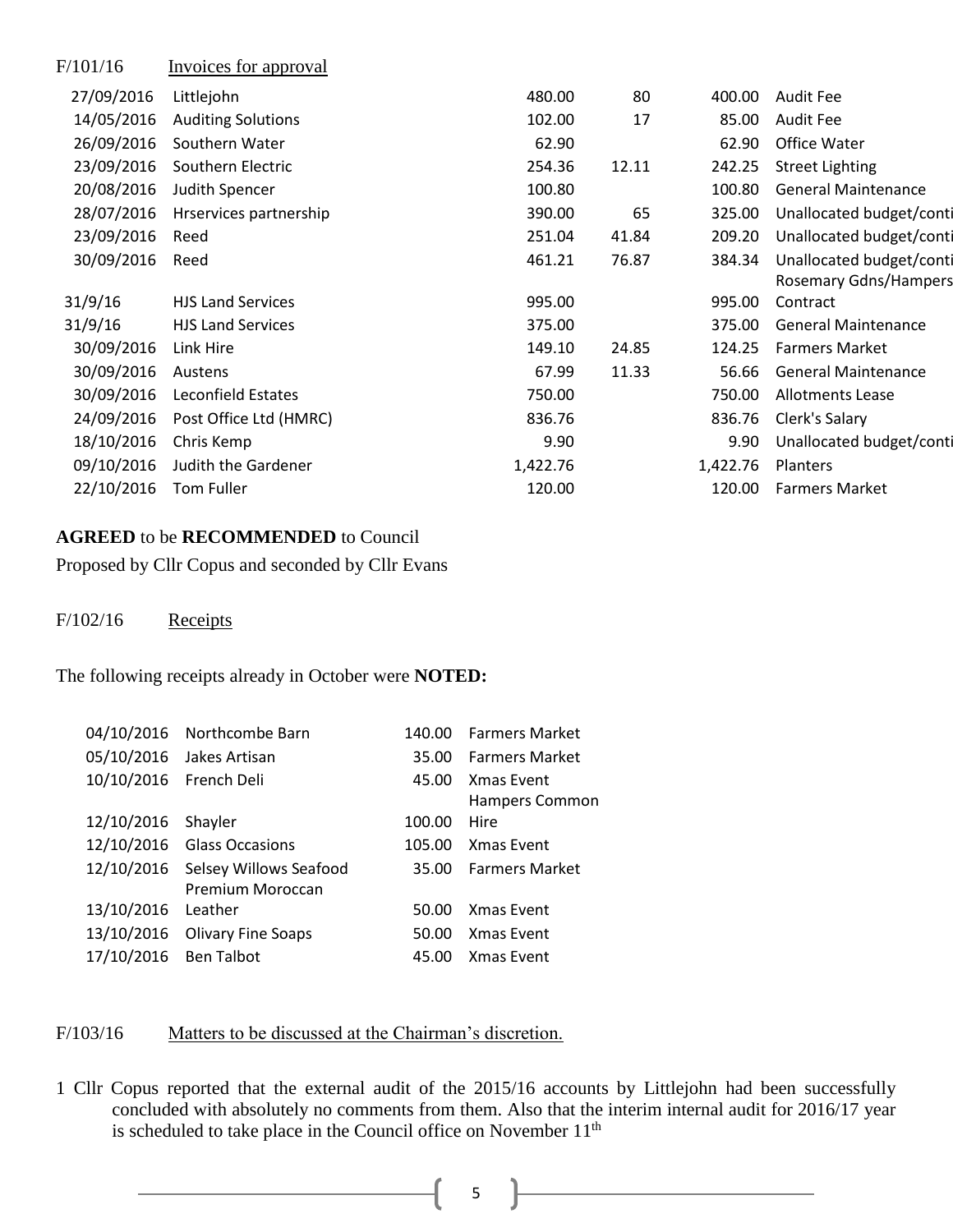F/101/16 Invoices for approval

| | | | | | |
|---|---|---|---|---|---|
| 27/09/2016 | Littlejohn | 480.00 | 80 | 400.00 | Audit Fee |
| 14/05/2016 | Auditing Solutions | 102.00 | 17 | 85.00 | Audit Fee |
| 26/09/2016 | Southern Water | 62.90 | | 62.90 | Office Water |
| 23/09/2016 | Southern Electric | 254.36 | 12.11 | 242.25 | Street Lighting |
| 20/08/2016 | Judith Spencer | 100.80 | | 100.80 | General Maintenance |
| 28/07/2016 | Hrservices partnership | 390.00 | 65 | 325.00 | Unallocated budget/conti |
| 23/09/2016 | Reed | 251.04 | 41.84 | 209.20 | Unallocated budget/conti |
| 30/09/2016 | Reed | 461.21 | 76.87 | 384.34 | Unallocated budget/conti |
| 31/9/16 | HJS Land Services | 995.00 | | 995.00 | Rosemary Gdns/Hampers Contract |
| 31/9/16 | HJS Land Services | 375.00 | | 375.00 | General Maintenance |
| 30/09/2016 | Link Hire | 149.10 | 24.85 | 124.25 | Farmers Market |
| 30/09/2016 | Austens | 67.99 | 11.33 | 56.66 | General Maintenance |
| 30/09/2016 | Leconfield Estates | 750.00 | | 750.00 | Allotments Lease |
| 24/09/2016 | Post Office Ltd (HMRC) | 836.76 | | 836.76 | Clerk's Salary |
| 18/10/2016 | Chris Kemp | 9.90 | | 9.90 | Unallocated budget/conti |
| 09/10/2016 | Judith the Gardener | 1,422.76 | | 1,422.76 | Planters |
| 22/10/2016 | Tom Fuller | 120.00 | | 120.00 | Farmers Market |

**AGREED** to be **RECOMMENDED** to Council

Proposed by Cllr Copus and seconded by Cllr Evans

F/102/16 Receipts

The following receipts already in October were **NOTED:**

| | | | |
|---|---|---|---|
| 04/10/2016 | Northcombe Barn | 140.00 | Farmers Market |
| 05/10/2016 | Jakes Artisan | 35.00 | Farmers Market |
| 10/10/2016 | French Deli | 45.00 | Xmas Event |
| 12/10/2016 | Shayler | 100.00 | Hampers Common Hire |
| 12/10/2016 | Glass Occasions | 105.00 | Xmas Event |
| 12/10/2016 | Selsey Willows Seafood | 35.00 | Farmers Market |
| 13/10/2016 | Premium Moroccan Leather | 50.00 | Xmas Event |
| 13/10/2016 | Olivary Fine Soaps | 50.00 | Xmas Event |
| 17/10/2016 | Ben Talbot | 45.00 | Xmas Event |

F/103/16 Matters to be discussed at the Chairman's discretion.

1 Cllr Copus reported that the external audit of the 2015/16 accounts by Littlejohn had been successfully concluded with absolutely no comments from them. Also that the interim internal audit for 2016/17 year is scheduled to take place in the Council office on November 11th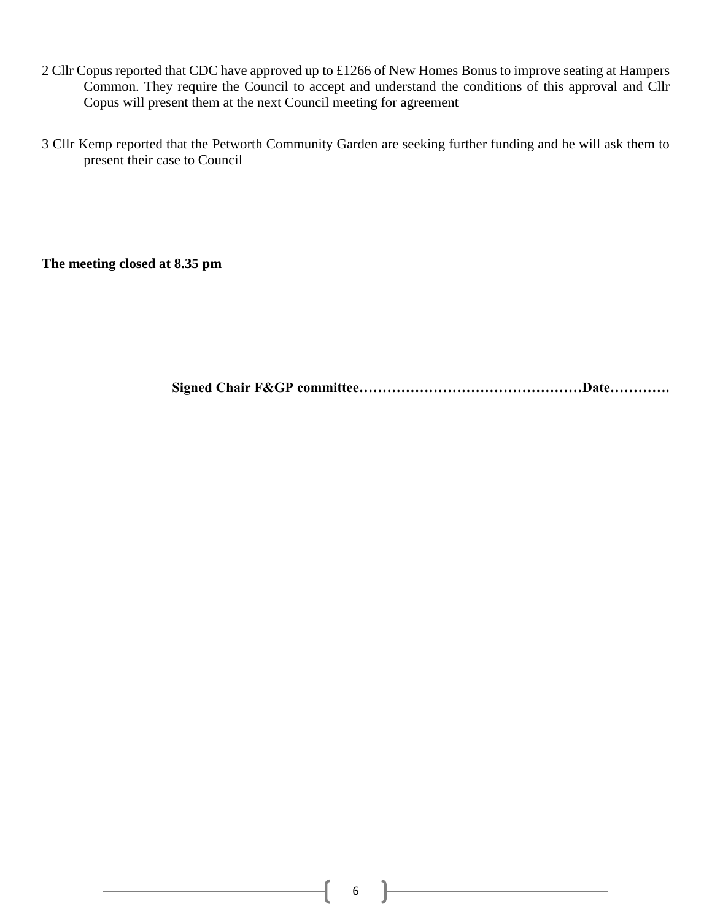2 Cllr Copus reported that CDC have approved up to £1266 of New Homes Bonus to improve seating at Hampers Common. They require the Council to accept and understand the conditions of this approval and Cllr Copus will present them at the next Council meeting for agreement

3 Cllr Kemp reported that the Petworth Community Garden are seeking further funding and he will ask them to present their case to Council

**The meeting closed at 8.35 pm**

**Signed Chair F&GP committee…………………………………………Date………….**